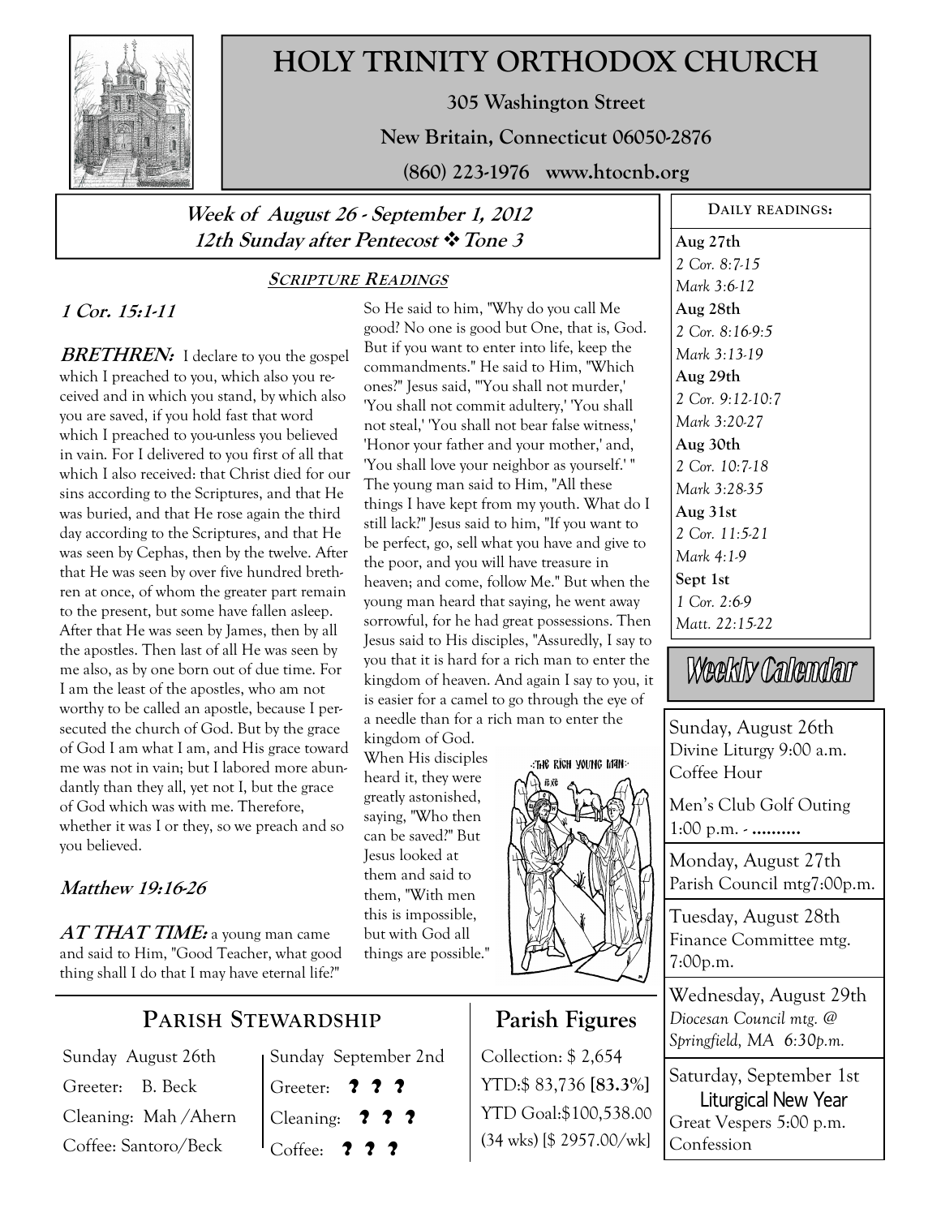# HOLY TRINITY ORTHODOX CHURCH

**305 Washington Street**

**New Britain, Connecticut 06050-2876**

**(860) 223-1976 www.htocnb.org**

## *Week of August 26 - September 1, 2012*
## *12th Sunday after Pentecost ❖ Tone 3*

### SCRIPTURE READINGS

**1 Cor. 15:1-11**

**BRETHREN:** I declare to you the gospel which I preached to you, which also you received and in which you stand, by which also you are saved, if you hold fast that word which I preached to you-unless you believed in vain. For I delivered to you first of all that which I also received: that Christ died for our sins according to the Scriptures, and that He was buried, and that He rose again the third day according to the Scriptures, and that He was seen by Cephas, then by the twelve. After that He was seen by over five hundred brethren at once, of whom the greater part remain to the present, but some have fallen asleep. After that He was seen by James, then by all the apostles. Then last of all He was seen by me also, as by one born out of due time. For I am the least of the apostles, who am not worthy to be called an apostle, because I persecuted the church of God. But by the grace of God I am what I am, and His grace toward me was not in vain; but I labored more abundantly than they all, yet not I, but the grace of God which was with me. Therefore, whether it was I or they, so we preach and so you believed.

**Matthew 19:16-26**

**AT THAT TIME:** a young man came and said to Him, "Good Teacher, what good thing shall I do that I may have eternal life?" So He said to him, "Why do you call Me good? No one is good but One, that is, God. But if you want to enter into life, keep the commandments." He said to Him, "Which ones?" Jesus said, "'You shall not murder,' 'You shall not commit adultery,' 'You shall not steal,' 'You shall not bear false witness,' 'Honor your father and your mother,' and, 'You shall love your neighbor as yourself.' " The young man said to Him, "All these things I have kept from my youth. What do I still lack?" Jesus said to him, "If you want to be perfect, go, sell what you have and give to the poor, and you will have treasure in heaven; and come, follow Me." But when the young man heard that saying, he went away sorrowful, for he had great possessions. Then Jesus said to His disciples, "Assuredly, I say to you that it is hard for a rich man to enter the kingdom of heaven. And again I say to you, it is easier for a camel to go through the eye of a needle than for a rich man to enter the kingdom of God. When His disciples heard it, they were greatly astonished, saying, "Who then can be saved?" But Jesus looked at them and said to them, "With men this is impossible, but with God all things are possible."

### DAILY READINGS:

**Aug 27th**
*2 Cor. 8:7-15*
*Mark 3:6-12*

**Aug 28th**
*2 Cor. 8:16-9:5*
*Mark 3:13-19*

**Aug 29th**
*2 Cor. 9:12-10:7*
*Mark 3:20-27*

**Aug 30th**
*2 Cor. 10:7-18*
*Mark 3:28-35*

**Aug 31st**
*2 Cor. 11:5-21*
*Mark 4:1-9*

**Sept 1st**
*1 Cor. 2:6-9*
*Matt. 22:15-22*

### Weekly Calendar

Sunday, August 26th
Divine Liturgy 9:00 a.m.
Coffee Hour

Men's Club Golf Outing
1:00 p.m. - ..........

Monday, August 27th
Parish Council mtg7:00p.m.

Tuesday, August 28th
Finance Committee mtg.
7:00p.m.

Wednesday, August 29th
*Diocesan Council mtg. @ Springfield, MA 6:30p.m.*

Saturday, September 1st
Liturgical New Year
Great Vespers 5:00 p.m.
Confession

### PARISH STEWARDSHIP

| Sunday August 26th | Sunday September 2nd |
|---|---|
| Greeter: B. Beck | Greeter: ? ? ? |
| Cleaning: Mah /Ahern | Cleaning: ? ? ? |
| Coffee: Santoro/Beck | Coffee: ? ? ? |

### Parish Figures

Collection: $ 2,654
YTD:$ 83,736 [**83.3%**]
YTD Goal:$100,538.00
(34 wks) [$ 2957.00/wk]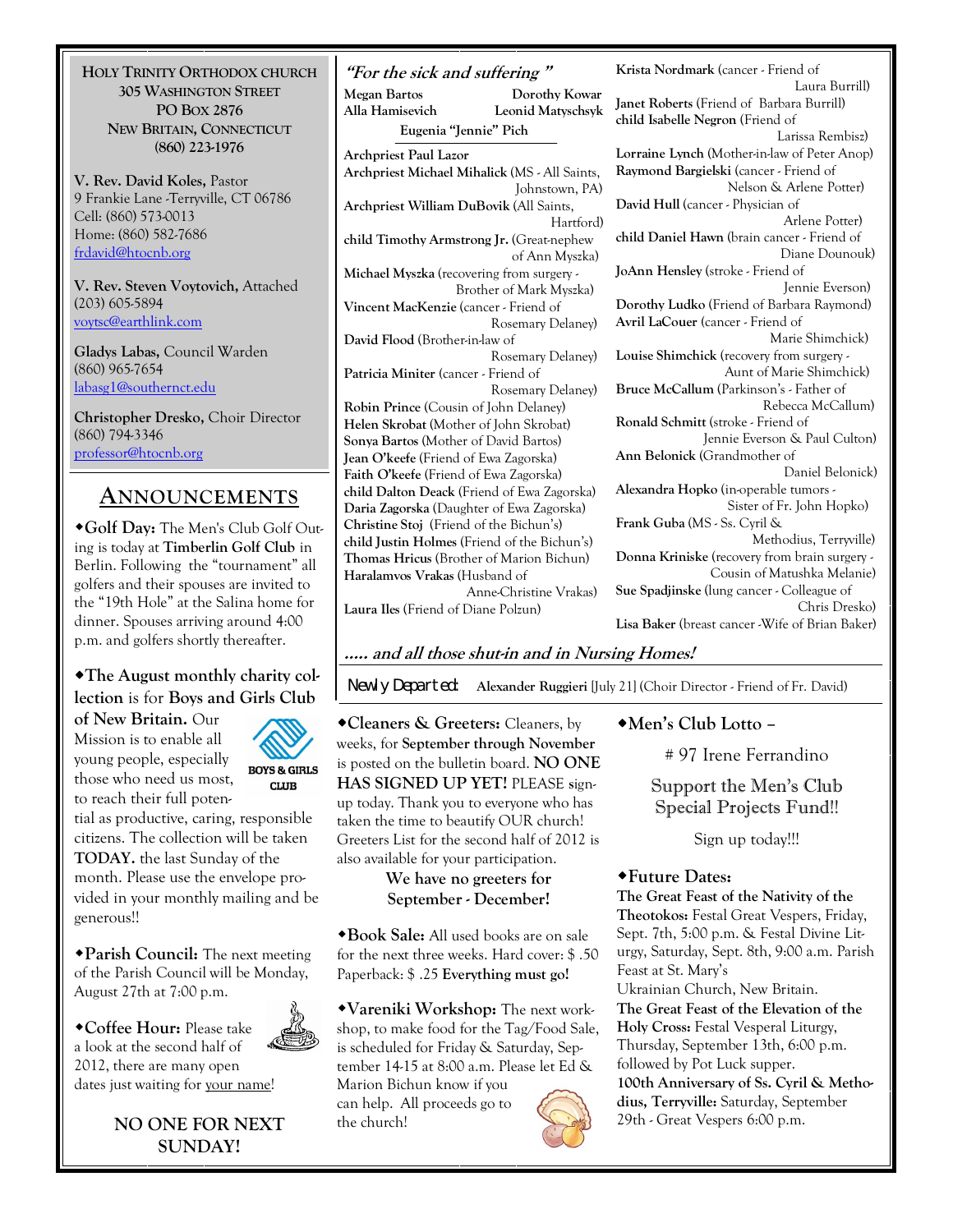**HOLY TRINITY ORTHODOX CHURCH**
**305 WASHINGTON STREET**
**PO BOX 2876**
**NEW BRITAIN, CONNECTICUT**
**(860) 223-1976**

**V. Rev. David Koles,** Pastor
9 Frankie Lane -Terryville, CT 06786
Cell: (860) 573-0013
Home: (860) 582-7686
frdavid@htocnb.org

**V. Rev. Steven Voytovich,** Attached
(203) 605-5894
voytsc@earthlink.com

**Gladys Labas,** Council Warden
(860) 965-7654
labasg1@southernct.edu

**Christopher Dresko,** Choir Director
(860) 794-3346
professor@htocnb.org

## ANNOUNCEMENTS

◆**Golf Day:** The Men's Club Golf Outing is today at **Timberlin Golf Club** in Berlin. Following the "tournament" all golfers and their spouses are invited to the "19th Hole" at the Salina home for dinner. Spouses arriving around 4:00 p.m. and golfers shortly thereafter.

◆**The August monthly charity collection** is for **Boys and Girls Club of New Britain.** Our Mission is to enable all young people, especially those who need us most, to reach their full potential as productive, caring, responsible citizens. The collection will be taken **TODAY.** the last Sunday of the month. Please use the envelope provided in your monthly mailing and be generous!!

BOYS & GIRLS CLUB

◆**Parish Council:** The next meeting of the Parish Council will be Monday, August 27th at 7:00 p.m.

◆**Coffee Hour:** Please take a look at the second half of 2012, there are many open dates just waiting for your name!

**NO ONE FOR NEXT SUNDAY!**

### *"For the sick and suffering"*

**Megan Bartos** **Dorothy Kowar**
**Alla Hamisevich** **Leonid Matyschsyk**
**Eugenia "Jennie" Pich**

**Archpriest Paul Lazor**
**Archpriest Michael Mihalick** (MS - All Saints, Johnstown, PA)
**Archpriest William DuBovik** (All Saints, Hartford)
**child Timothy Armstrong Jr.** (Great-nephew of Ann Myszka)
**Michael Myszka** (recovering from surgery - Brother of Mark Myszka)
**Vincent MacKenzie** (cancer - Friend of Rosemary Delaney)
**David Flood** (Brother-in-law of Rosemary Delaney)
**Patricia Miniter** (cancer - Friend of Rosemary Delaney)
**Robin Prince** (Cousin of John Delaney)
**Helen Skrobat** (Mother of John Skrobat)
**Sonya Bartos** (Mother of David Bartos)
**Jean O'keefe** (Friend of Ewa Zagorska)
**Faith O'keefe** (Friend of Ewa Zagorska)
**child Dalton Deack** (Friend of Ewa Zagorska)
**Daria Zagorska** (Daughter of Ewa Zagorska)
**Christine Stoj** (Friend of the Bichun's)
**child Justin Holmes** (Friend of the Bichun's)
**Thomas Hricus** (Brother of Marion Bichun)
**Haralamvos Vrakas** (Husband of Anne-Christine Vrakas)
**Laura Iles** (Friend of Diane Polzun)
**Krista Nordmark** (cancer - Friend of Laura Burrill)
**Janet Roberts** (Friend of Barbara Burrill)
**child Isabelle Negron** (Friend of Larissa Rembisz)
**Lorraine Lynch** (Mother-in-law of Peter Anop)
**Raymond Bargielski** (cancer - Friend of Nelson & Arlene Potter)
**David Hull** (cancer - Physician of Arlene Potter)
**child Daniel Hawn** (brain cancer - Friend of Diane Dounouk)
**JoAnn Hensley** (stroke - Friend of Jennie Everson)
**Dorothy Ludko** (Friend of Barbara Raymond)
**Avril LaCouer** (cancer - Friend of Marie Shimchick)
**Louise Shimchick** (recovery from surgery - Aunt of Marie Shimchick)
**Bruce McCallum** (Parkinson's - Father of Rebecca McCallum)
**Ronald Schmitt** (stroke - Friend of Jennie Everson & Paul Culton)
**Ann Belonick** (Grandmother of Daniel Belonick)
**Alexandra Hopko** (in-operable tumors - Sister of Fr. John Hopko)
**Frank Guba** (MS - Ss. Cyril & Methodius, Terryville)
**Donna Kriniske** (recovery from brain surgery - Cousin of Matushka Melanie)
**Sue Spadjinske** (lung cancer - Colleague of Chris Dresko)
**Lisa Baker** (breast cancer -Wife of Brian Baker)

***..... and all those shut-in and in Nursing Homes!***

Newly Departed: **Alexander Ruggieri** [July 21] (Choir Director - Friend of Fr. David)

◆**Cleaners & Greeters:** Cleaners, by weeks, for **September through November** is posted on the bulletin board. **NO ONE HAS SIGNED UP YET!** PLEASE sign-up today. Thank you to everyone who has taken the time to beautify OUR church! Greeters List for the second half of 2012 is also available for your participation.

**We have no greeters for September - December!**

◆**Book Sale:** All used books are on sale for the next three weeks. Hard cover: $ .50 Paperback: $ .25 **Everything must go!**

◆**Vareniki Workshop:** The next workshop, to make food for the Tag/Food Sale, is scheduled for Friday & Saturday, September 14-15 at 8:00 a.m. Please let Ed & Marion Bichun know if you can help. All proceeds go to the church!

◆**Men's Club Lotto –**

# 97 Irene Ferrandino

Support the Men's Club Special Projects Fund!!

Sign up today!!!

◆**Future Dates:**

**The Great Feast of the Nativity of the Theotokos:** Festal Great Vespers, Friday, Sept. 7th, 5:00 p.m. & Festal Divine Liturgy, Saturday, Sept. 8th, 9:00 a.m. Parish Feast at St. Mary's Ukrainian Church, New Britain.

**The Great Feast of the Elevation of the Holy Cross:** Festal Vesperal Liturgy, Thursday, September 13th, 6:00 p.m. followed by Pot Luck supper.

**100th Anniversary of Ss. Cyril & Methodius, Terryville:** Saturday, September 29th - Great Vespers 6:00 p.m.